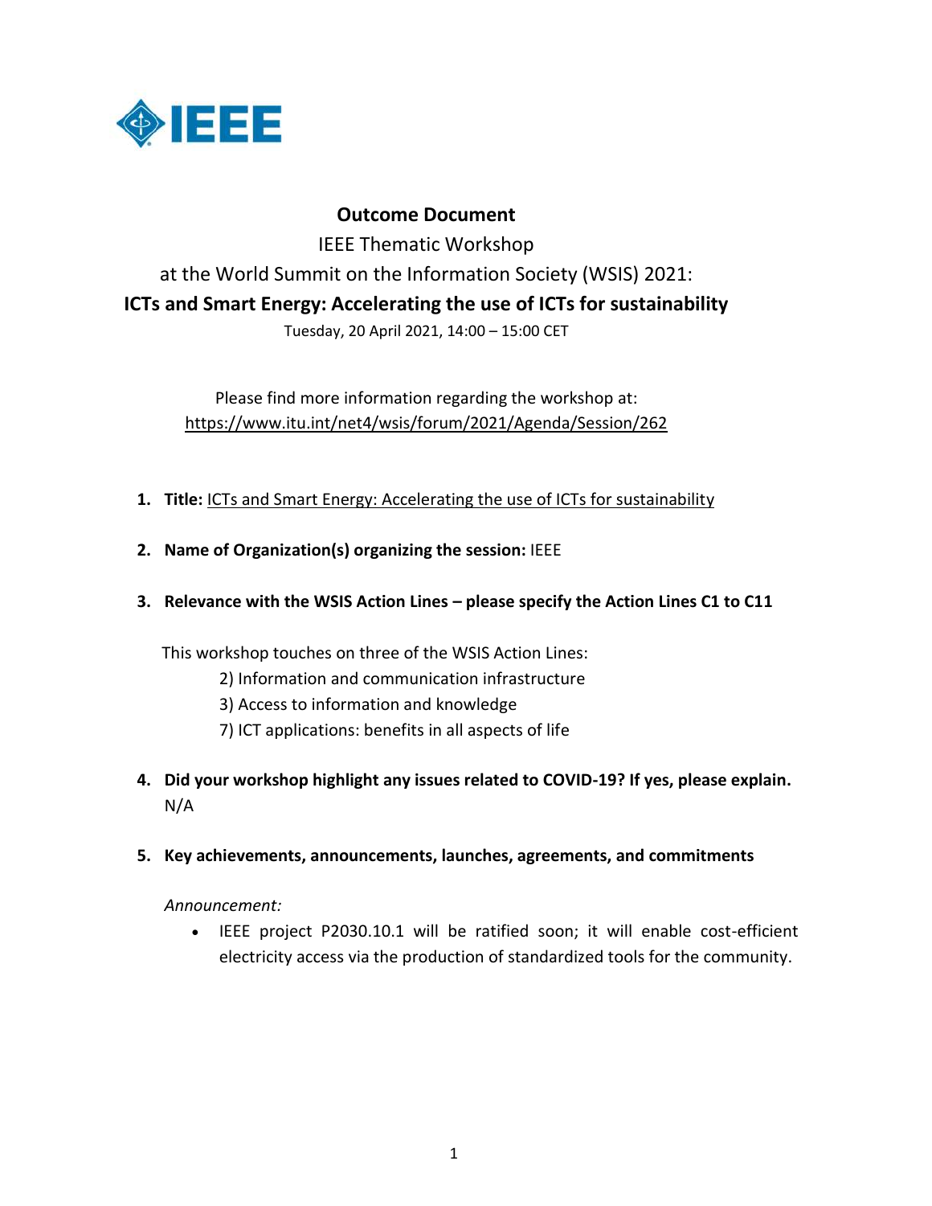# Outcome Document

IEEE Thematic Workshop

at the World Summit on the Information Society (WSIS) 2021:

**ICTs and Smart Energy: Accelerating the use of ICTs for sustainability**

Tuesday, 20 April 2021, 14:00 – 15:00 CET

Please find more information regarding the workshop at: https://www.itu.int/net4/wsis/forum/2021/Agenda/Session/262

1. **Title:** ICTs and Smart Energy: Accelerating the use of ICTs for sustainability

2. **Name of Organization(s) organizing the session:** IEEE

3. **Relevance with the WSIS Action Lines – please specify the Action Lines C1 to C11**

   This workshop touches on three of the WSIS Action Lines:

   2) Information and communication infrastructure

   3) Access to information and knowledge

   7) ICT applications: benefits in all aspects of life

4. **Did your workshop highlight any issues related to COVID-19? If yes, please explain.**

   N/A

5. **Key achievements, announcements, launches, agreements, and commitments**

   *Announcement:*

   - IEEE project P2030.10.1 will be ratified soon; it will enable cost-efficient electricity access via the production of standardized tools for the community.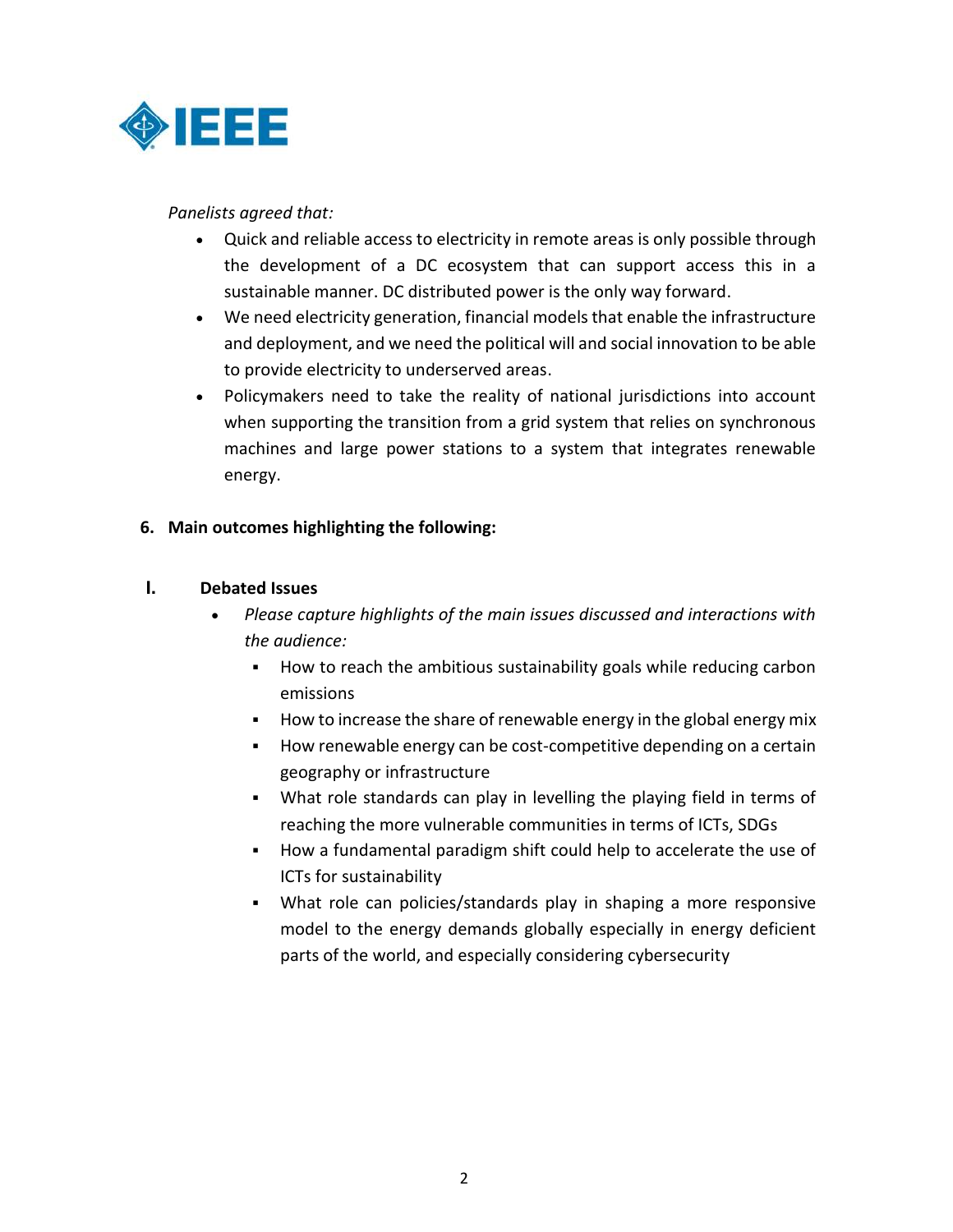*Panelists agreed that:*

- Quick and reliable access to electricity in remote areas is only possible through the development of a DC ecosystem that can support access this in a sustainable manner. DC distributed power is the only way forward.
- We need electricity generation, financial models that enable the infrastructure and deployment, and we need the political will and social innovation to be able to provide electricity to underserved areas.
- Policymakers need to take the reality of national jurisdictions into account when supporting the transition from a grid system that relies on synchronous machines and large power stations to a system that integrates renewable energy.

**6. Main outcomes highlighting the following:**

**I. Debated Issues**

- *Please capture highlights of the main issues discussed and interactions with the audience:*
  - How to reach the ambitious sustainability goals while reducing carbon emissions
  - How to increase the share of renewable energy in the global energy mix
  - How renewable energy can be cost-competitive depending on a certain geography or infrastructure
  - What role standards can play in levelling the playing field in terms of reaching the more vulnerable communities in terms of ICTs, SDGs
  - How a fundamental paradigm shift could help to accelerate the use of ICTs for sustainability
  - What role can policies/standards play in shaping a more responsive model to the energy demands globally especially in energy deficient parts of the world, and especially considering cybersecurity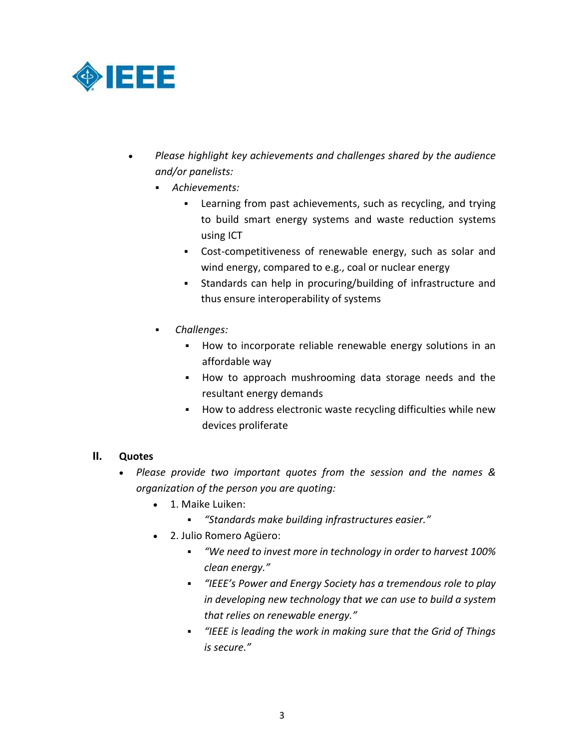- *Please highlight key achievements and challenges shared by the audience and/or panelists:*
    - *Achievements:*
        - Learning from past achievements, such as recycling, and trying to build smart energy systems and waste reduction systems using ICT
        - Cost-competitiveness of renewable energy, such as solar and wind energy, compared to e.g., coal or nuclear energy
        - Standards can help in procuring/building of infrastructure and thus ensure interoperability of systems
    - *Challenges:*
        - How to incorporate reliable renewable energy solutions in an affordable way
        - How to approach mushrooming data storage needs and the resultant energy demands
        - How to address electronic waste recycling difficulties while new devices proliferate

## II. Quotes

- *Please provide two important quotes from the session and the names & organization of the person you are quoting:*
    - 1. Maike Luiken:
        - *"Standards make building infrastructures easier."*
    - 2. Julio Romero Agüero:
        - *"We need to invest more in technology in order to harvest 100% clean energy."*
        - *"IEEE's Power and Energy Society has a tremendous role to play in developing new technology that we can use to build a system that relies on renewable energy."*
        - *"IEEE is leading the work in making sure that the Grid of Things is secure."*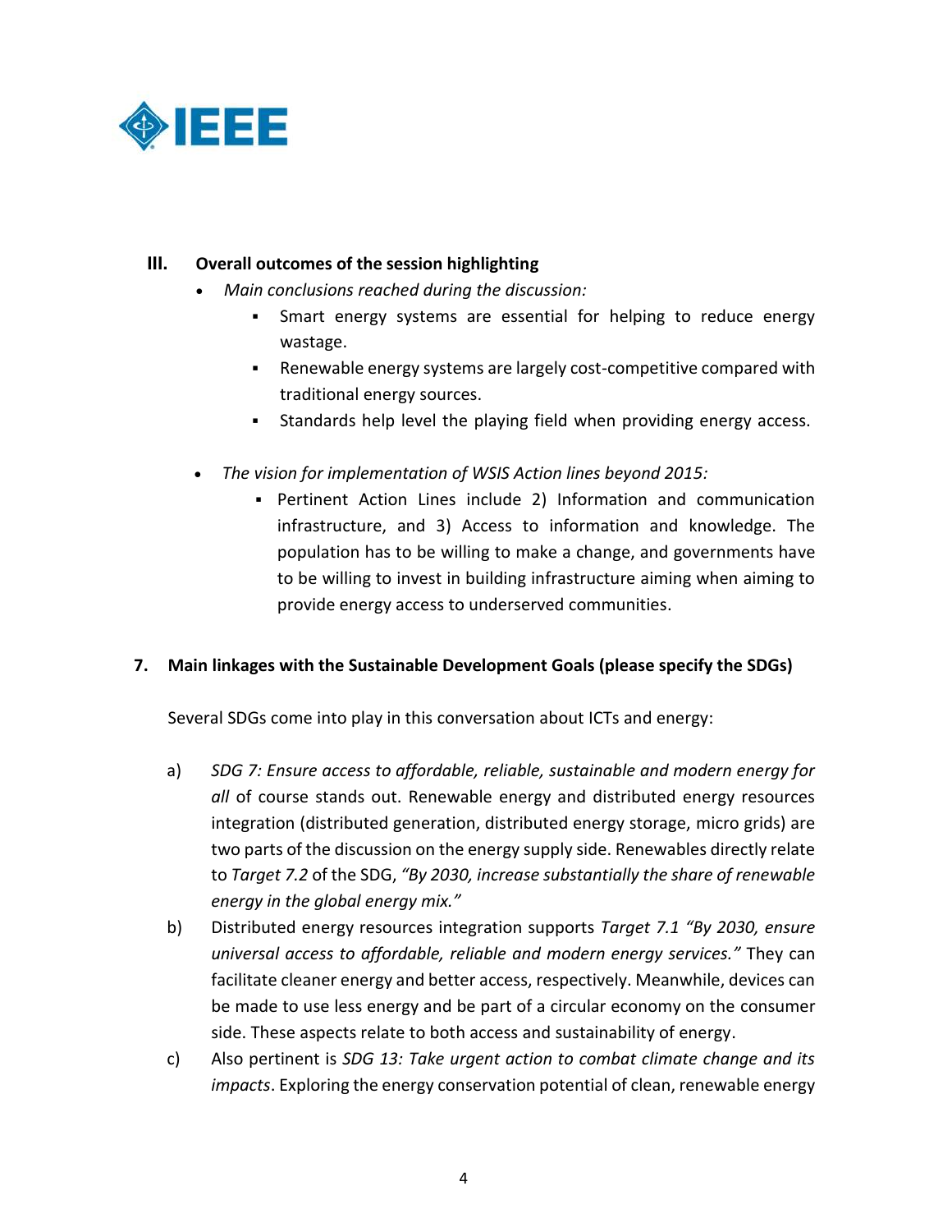### III. Overall outcomes of the session highlighting

- *Main conclusions reached during the discussion:*
  - Smart energy systems are essential for helping to reduce energy wastage.
  - Renewable energy systems are largely cost-competitive compared with traditional energy sources.
  - Standards help level the playing field when providing energy access.

- *The vision for implementation of WSIS Action lines beyond 2015:*
  - Pertinent Action Lines include 2) Information and communication infrastructure, and 3) Access to information and knowledge. The population has to be willing to make a change, and governments have to be willing to invest in building infrastructure aiming when aiming to provide energy access to underserved communities.

## 7. Main linkages with the Sustainable Development Goals (please specify the SDGs)

Several SDGs come into play in this conversation about ICTs and energy:

a) *SDG 7: Ensure access to affordable, reliable, sustainable and modern energy for all* of course stands out. Renewable energy and distributed energy resources integration (distributed generation, distributed energy storage, micro grids) are two parts of the discussion on the energy supply side. Renewables directly relate to *Target 7.2* of the SDG, *"By 2030, increase substantially the share of renewable energy in the global energy mix."*

b) Distributed energy resources integration supports *Target 7.1 "By 2030, ensure universal access to affordable, reliable and modern energy services."* They can facilitate cleaner energy and better access, respectively. Meanwhile, devices can be made to use less energy and be part of a circular economy on the consumer side. These aspects relate to both access and sustainability of energy.

c) Also pertinent is *SDG 13: Take urgent action to combat climate change and its impacts*. Exploring the energy conservation potential of clean, renewable energy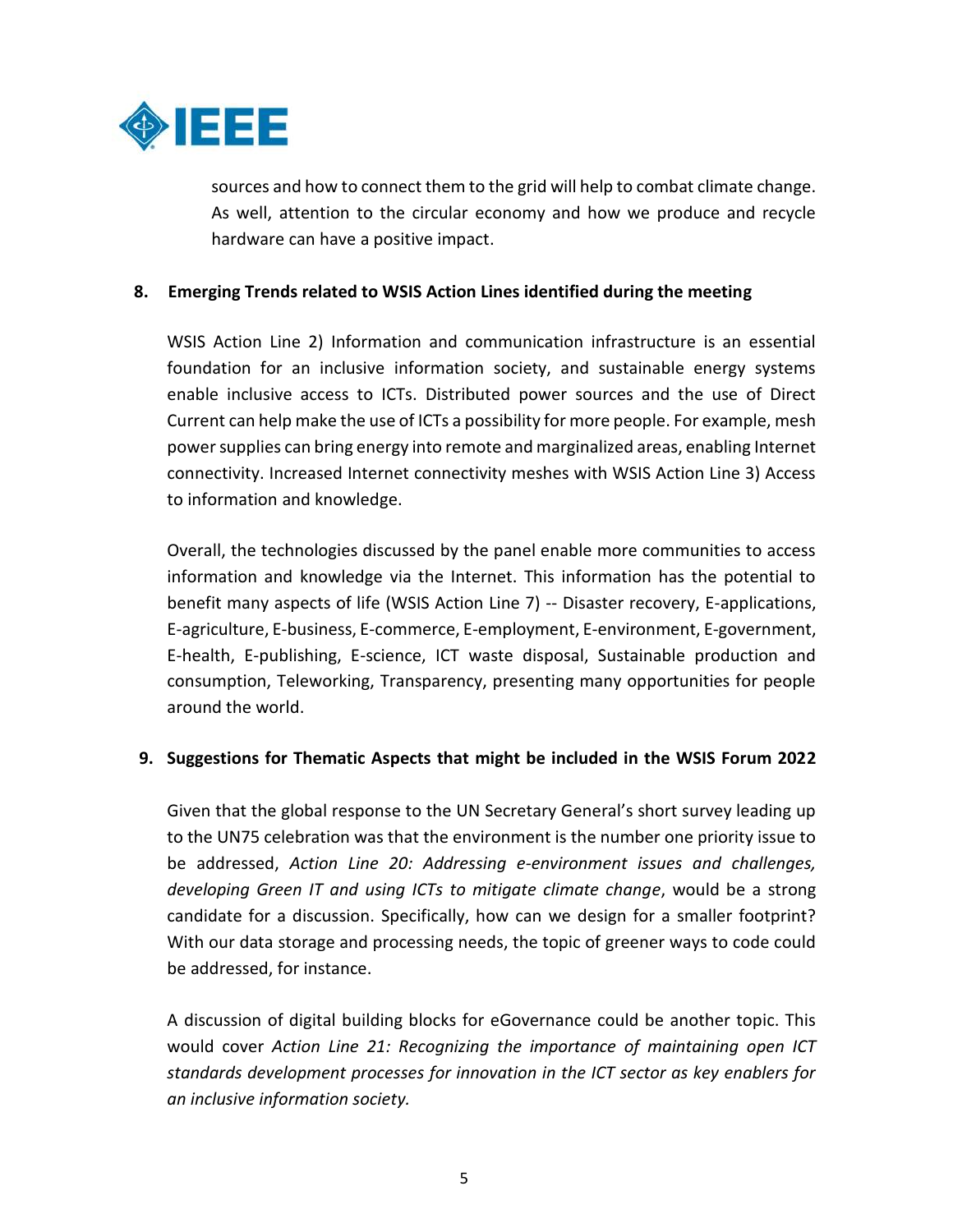sources and how to connect them to the grid will help to combat climate change. As well, attention to the circular economy and how we produce and recycle hardware can have a positive impact.

## 8. Emerging Trends related to WSIS Action Lines identified during the meeting

WSIS Action Line 2) Information and communication infrastructure is an essential foundation for an inclusive information society, and sustainable energy systems enable inclusive access to ICTs. Distributed power sources and the use of Direct Current can help make the use of ICTs a possibility for more people. For example, mesh power supplies can bring energy into remote and marginalized areas, enabling Internet connectivity. Increased Internet connectivity meshes with WSIS Action Line 3) Access to information and knowledge.

Overall, the technologies discussed by the panel enable more communities to access information and knowledge via the Internet. This information has the potential to benefit many aspects of life (WSIS Action Line 7) -- Disaster recovery, E-applications, E-agriculture, E-business, E-commerce, E-employment, E-environment, E-government, E-health, E-publishing, E-science, ICT waste disposal, Sustainable production and consumption, Teleworking, Transparency, presenting many opportunities for people around the world.

## 9. Suggestions for Thematic Aspects that might be included in the WSIS Forum 2022

Given that the global response to the UN Secretary General's short survey leading up to the UN75 celebration was that the environment is the number one priority issue to be addressed, *Action Line 20: Addressing e-environment issues and challenges, developing Green IT and using ICTs to mitigate climate change*, would be a strong candidate for a discussion. Specifically, how can we design for a smaller footprint? With our data storage and processing needs, the topic of greener ways to code could be addressed, for instance.

A discussion of digital building blocks for eGovernance could be another topic. This would cover *Action Line 21: Recognizing the importance of maintaining open ICT standards development processes for innovation in the ICT sector as key enablers for an inclusive information society.*